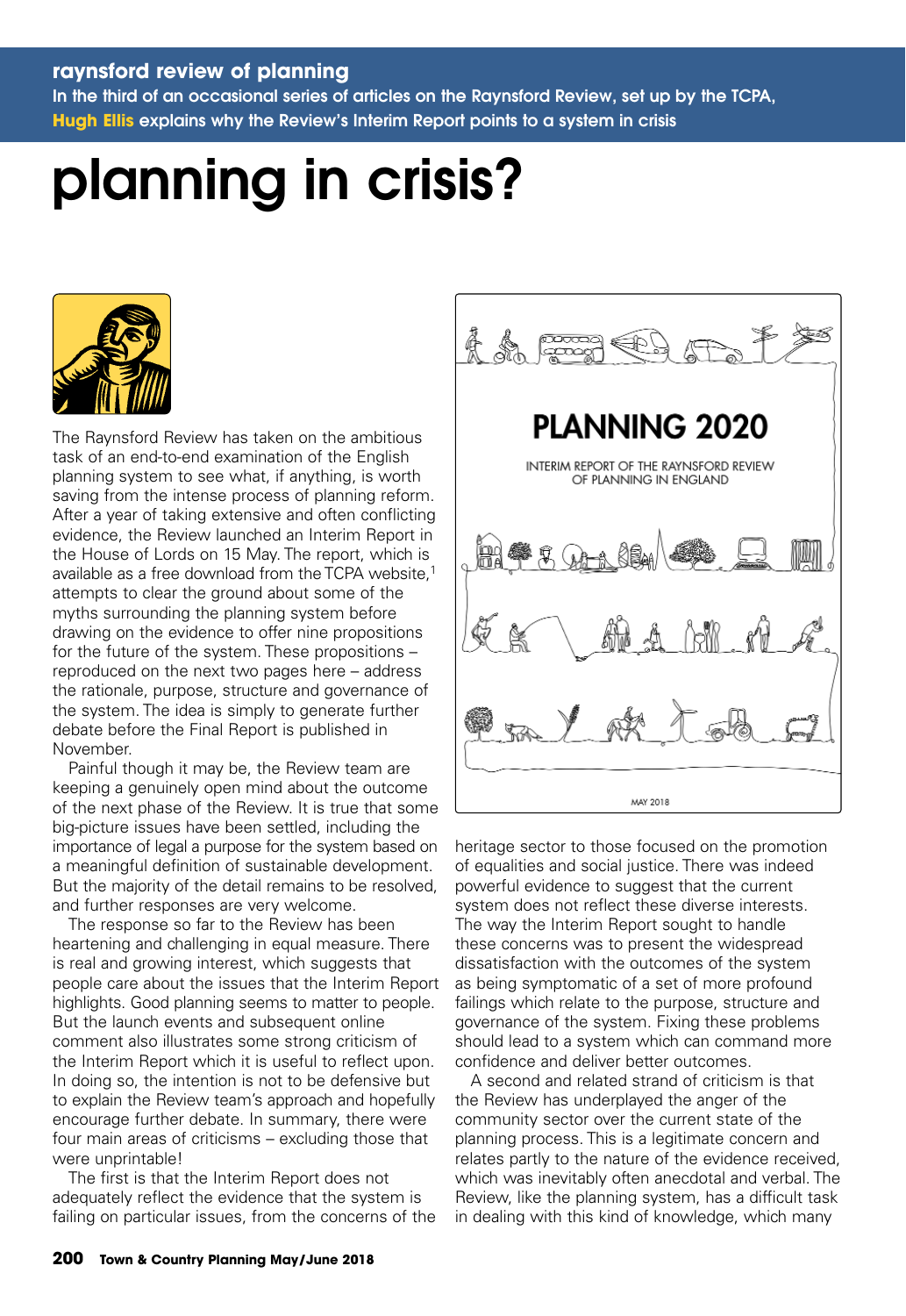**raynsford review of planning**

**In the third of an occasional series of articles on the Raynsford Review, set up by the TCPA, Hugh Ellis explains why the Review's Interim Report points to a system in crisis**

# planning in crisis?

The Raynsford Review has taken on the ambitious task of an end-to-end examination of the English planning system to see what, if anything, is worth saving from the intense process of planning reform. After a year of taking extensive and often conflicting evidence, the Review launched an Interim Report in the House of Lords on 15 May. The report, which is available as a free download from the TCPA website,[1] attempts to clear the ground about some of the myths surrounding the planning system before drawing on the evidence to offer nine propositions for the future of the system. These propositions – reproduced on the next two pages here – address the rationale, purpose, structure and governance of the system. The idea is simply to generate further debate before the Final Report is published in November.

Painful though it may be, the Review team are keeping a genuinely open mind about the outcome of the next phase of the Review. It is true that some big-picture issues have been settled, including the importance of legal a purpose for the system based on a meaningful definition of sustainable development. But the majority of the detail remains to be resolved, and further responses are very welcome.

The response so far to the Review has been heartening and challenging in equal measure. There is real and growing interest, which suggests that people care about the issues that the Interim Report highlights. Good planning seems to matter to people. But the launch events and subsequent online comment also illustrates some strong criticism of the Interim Report which it is useful to reflect upon. In doing so, the intention is not to be defensive but to explain the Review team's approach and hopefully encourage further debate. In summary, there were four main areas of criticisms – excluding those that were unprintable!

The first is that the Interim Report does not adequately reflect the evidence that the system is failing on particular issues, from the concerns of the heritage sector to those focused on the promotion of equalities and social justice. There was indeed powerful evidence to suggest that the current system does not reflect these diverse interests. The way the Interim Report sought to handle these concerns was to present the widespread dissatisfaction with the outcomes of the system as being symptomatic of a set of more profound failings which relate to the purpose, structure and governance of the system. Fixing these problems should lead to a system which can command more confidence and deliver better outcomes.

A second and related strand of criticism is that the Review has underplayed the anger of the community sector over the current state of the planning process. This is a legitimate concern and relates partly to the nature of the evidence received, which was inevitably often anecdotal and verbal. The Review, like the planning system, has a difficult task in dealing with this kind of knowledge, which many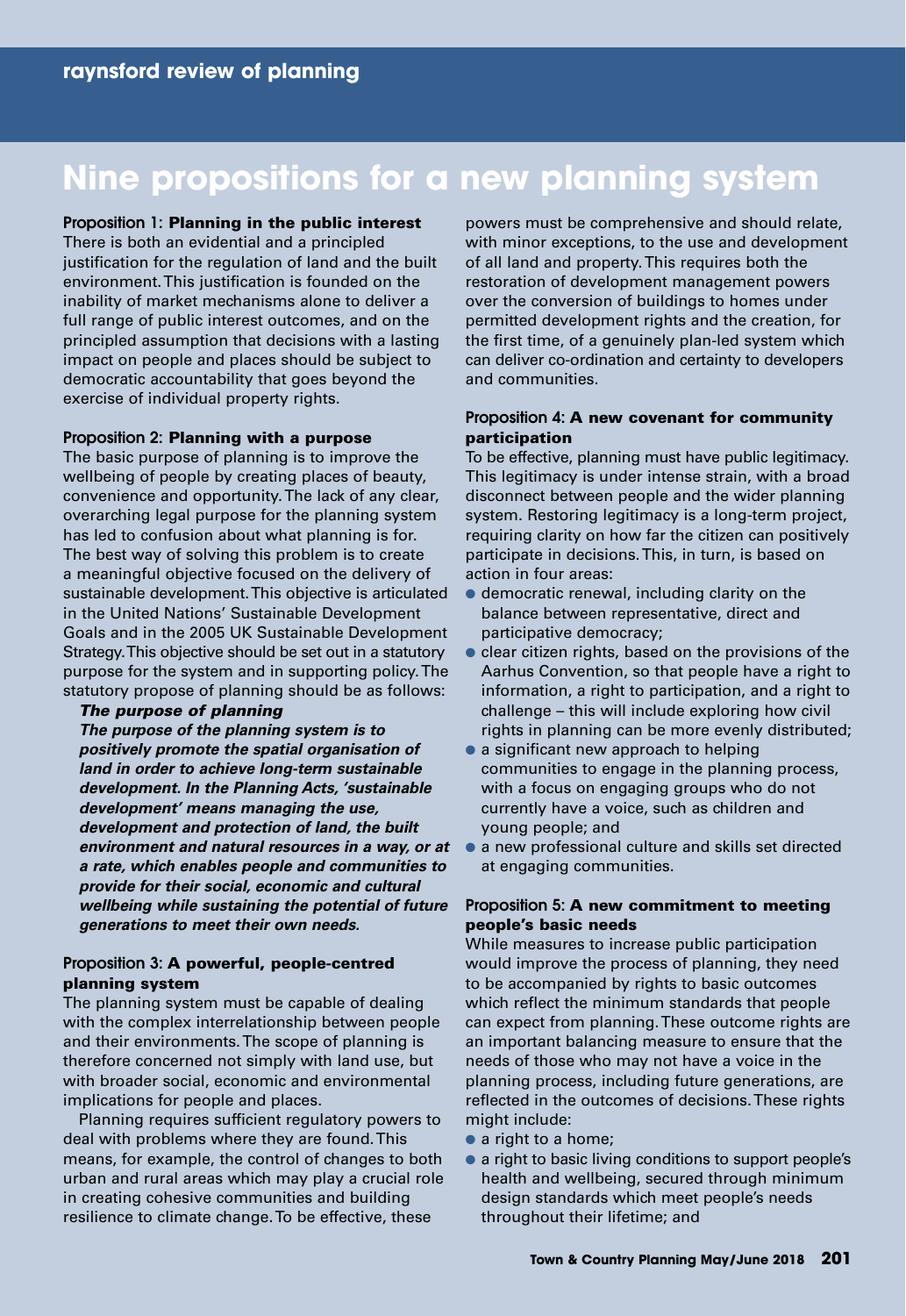# Nine propositions for a new planning system

**Proposition 1: Planning in the public interest**

There is both an evidential and a principled justification for the regulation of land and the built environment. This justification is founded on the inability of market mechanisms alone to deliver a full range of public interest outcomes, and on the principled assumption that decisions with a lasting impact on people and places should be subject to democratic accountability that goes beyond the exercise of individual property rights.

**Proposition 2: Planning with a purpose**

The basic purpose of planning is to improve the wellbeing of people by creating places of beauty, convenience and opportunity. The lack of any clear, overarching legal purpose for the planning system has led to confusion about what planning is for. The best way of solving this problem is to create a meaningful objective focused on the delivery of sustainable development. This objective is articulated in the United Nations' Sustainable Development Goals and in the 2005 UK Sustainable Development Strategy. This objective should be set out in a statutory purpose for the system and in supporting policy. The statutory propose of planning should be as follows:

***The purpose of planning***

***The purpose of the planning system is to positively promote the spatial organisation of land in order to achieve long-term sustainable development. In the Planning Acts, 'sustainable development' means managing the use, development and protection of land, the built environment and natural resources in a way, or at a rate, which enables people and communities to provide for their social, economic and cultural wellbeing while sustaining the potential of future generations to meet their own needs.***

**Proposition 3: A powerful, people-centred planning system**

The planning system must be capable of dealing with the complex interrelationship between people and their environments. The scope of planning is therefore concerned not simply with land use, but with broader social, economic and environmental implications for people and places.

Planning requires sufficient regulatory powers to deal with problems where they are found. This means, for example, the control of changes to both urban and rural areas which may play a crucial role in creating cohesive communities and building resilience to climate change. To be effective, these powers must be comprehensive and should relate, with minor exceptions, to the use and development of all land and property. This requires both the restoration of development management powers over the conversion of buildings to homes under permitted development rights and the creation, for the first time, of a genuinely plan-led system which can deliver co-ordination and certainty to developers and communities.

**Proposition 4: A new covenant for community participation**

To be effective, planning must have public legitimacy. This legitimacy is under intense strain, with a broad disconnect between people and the wider planning system. Restoring legitimacy is a long-term project, requiring clarity on how far the citizen can positively participate in decisions. This, in turn, is based on action in four areas:

- democratic renewal, including clarity on the balance between representative, direct and participative democracy;
- clear citizen rights, based on the provisions of the Aarhus Convention, so that people have a right to information, a right to participation, and a right to challenge – this will include exploring how civil rights in planning can be more evenly distributed;
- a significant new approach to helping communities to engage in the planning process, with a focus on engaging groups who do not currently have a voice, such as children and young people; and
- a new professional culture and skills set directed at engaging communities.

**Proposition 5: A new commitment to meeting people's basic needs**

While measures to increase public participation would improve the process of planning, they need to be accompanied by rights to basic outcomes which reflect the minimum standards that people can expect from planning. These outcome rights are an important balancing measure to ensure that the needs of those who may not have a voice in the planning process, including future generations, are reflected in the outcomes of decisions. These rights might include:

- a right to a home;
- a right to basic living conditions to support people's health and wellbeing, secured through minimum design standards which meet people's needs throughout their lifetime; and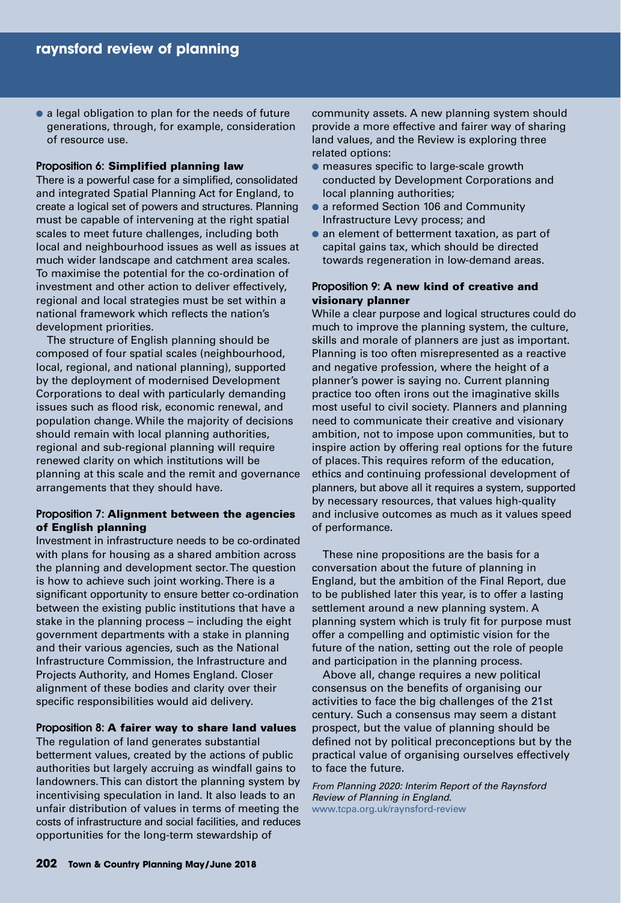- a legal obligation to plan for the needs of future generations, through, for example, consideration of resource use.

### Proposition 6: **Simplified planning law**

There is a powerful case for a simplified, consolidated and integrated Spatial Planning Act for England, to create a logical set of powers and structures. Planning must be capable of intervening at the right spatial scales to meet future challenges, including both local and neighbourhood issues as well as issues at much wider landscape and catchment area scales. To maximise the potential for the co-ordination of investment and other action to deliver effectively, regional and local strategies must be set within a national framework which reflects the nation's development priorities.

The structure of English planning should be composed of four spatial scales (neighbourhood, local, regional, and national planning), supported by the deployment of modernised Development Corporations to deal with particularly demanding issues such as flood risk, economic renewal, and population change. While the majority of decisions should remain with local planning authorities, regional and sub-regional planning will require renewed clarity on which institutions will be planning at this scale and the remit and governance arrangements that they should have.

### Proposition 7: **Alignment between the agencies of English planning**

Investment in infrastructure needs to be co-ordinated with plans for housing as a shared ambition across the planning and development sector. The question is how to achieve such joint working. There is a significant opportunity to ensure better co-ordination between the existing public institutions that have a stake in the planning process – including the eight government departments with a stake in planning and their various agencies, such as the National Infrastructure Commission, the Infrastructure and Projects Authority, and Homes England. Closer alignment of these bodies and clarity over their specific responsibilities would aid delivery.

### Proposition 8: **A fairer way to share land values**

The regulation of land generates substantial betterment values, created by the actions of public authorities but largely accruing as windfall gains to landowners. This can distort the planning system by incentivising speculation in land. It also leads to an unfair distribution of values in terms of meeting the costs of infrastructure and social facilities, and reduces opportunities for the long-term stewardship of community assets. A new planning system should provide a more effective and fairer way of sharing land values, and the Review is exploring three related options:

- measures specific to large-scale growth conducted by Development Corporations and local planning authorities;
- a reformed Section 106 and Community Infrastructure Levy process; and
- an element of betterment taxation, as part of capital gains tax, which should be directed towards regeneration in low-demand areas.

### Proposition 9: **A new kind of creative and visionary planner**

While a clear purpose and logical structures could do much to improve the planning system, the culture, skills and morale of planners are just as important. Planning is too often misrepresented as a reactive and negative profession, where the height of a planner's power is saying no. Current planning practice too often irons out the imaginative skills most useful to civil society. Planners and planning need to communicate their creative and visionary ambition, not to impose upon communities, but to inspire action by offering real options for the future of places. This requires reform of the education, ethics and continuing professional development of planners, but above all it requires a system, supported by necessary resources, that values high-quality and inclusive outcomes as much as it values speed of performance.

These nine propositions are the basis for a conversation about the future of planning in England, but the ambition of the Final Report, due to be published later this year, is to offer a lasting settlement around a new planning system. A planning system which is truly fit for purpose must offer a compelling and optimistic vision for the future of the nation, setting out the role of people and participation in the planning process.

Above all, change requires a new political consensus on the benefits of organising our activities to face the big challenges of the 21st century. Such a consensus may seem a distant prospect, but the value of planning should be defined not by political preconceptions but by the practical value of organising ourselves effectively to face the future.

*From Planning 2020: Interim Report of the Raynsford Review of Planning in England.*
www.tcpa.org.uk/raynsford-review